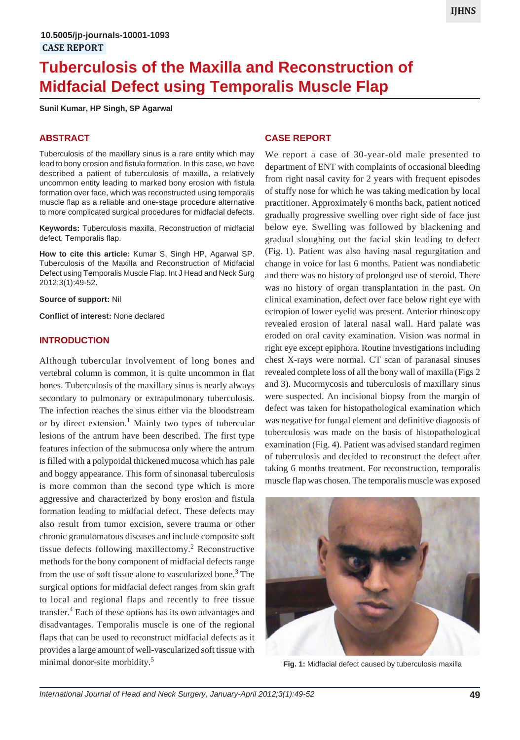10.5005/jp-journals-10001-1093

CASE REPORT

# Tuberculosis of the Maxilla and Reconstruction of Midfacial Defect using Temporalis Muscle Flap

**Sunil Kumar, HP Singh, SP Agarwal**

## ABSTRACT

Tuberculosis of the maxillary sinus is a rare entity which may lead to bony erosion and fistula formation. In this case, we have described a patient of tuberculosis of maxilla, a relatively uncommon entity leading to marked bony erosion with fistula formation over face, which was reconstructed using temporalis muscle flap as a reliable and one-stage procedure alternative to more complicated surgical procedures for midfacial defects.

**Keywords:** Tuberculosis maxilla, Reconstruction of midfacial defect, Temporalis flap.

**How to cite this article:** Kumar S, Singh HP, Agarwal SP. Tuberculosis of the Maxilla and Reconstruction of Midfacial Defect using Temporalis Muscle Flap. Int J Head and Neck Surg 2012;3(1):49-52.

**Source of support:** Nil

**Conflict of interest:** None declared

## INTRODUCTION

Although tubercular involvement of long bones and vertebral column is common, it is quite uncommon in flat bones. Tuberculosis of the maxillary sinus is nearly always secondary to pulmonary or extrapulmonary tuberculosis. The infection reaches the sinus either via the bloodstream or by direct extension.[1] Mainly two types of tubercular lesions of the antrum have been described. The first type features infection of the submucosa only where the antrum is filled with a polypoidal thickened mucosa which has pale and boggy appearance. This form of sinonasal tuberculosis is more common than the second type which is more aggressive and characterized by bony erosion and fistula formation leading to midfacial defect. These defects may also result from tumor excision, severe trauma or other chronic granulomatous diseases and include composite soft tissue defects following maxillectomy.[2] Reconstructive methods for the bony component of midfacial defects range from the use of soft tissue alone to vascularized bone.[3] The surgical options for midfacial defect ranges from skin graft to local and regional flaps and recently to free tissue transfer.[4] Each of these options has its own advantages and disadvantages. Temporalis muscle is one of the regional flaps that can be used to reconstruct midfacial defects as it provides a large amount of well-vascularized soft tissue with minimal donor-site morbidity.[5]

## CASE REPORT

We report a case of 30-year-old male presented to department of ENT with complaints of occasional bleeding from right nasal cavity for 2 years with frequent episodes of stuffy nose for which he was taking medication by local practitioner. Approximately 6 months back, patient noticed gradually progressive swelling over right side of face just below eye. Swelling was followed by blackening and gradual sloughing out the facial skin leading to defect (Fig. 1). Patient was also having nasal regurgitation and change in voice for last 6 months. Patient was nondiabetic and there was no history of prolonged use of steroid. There was no history of organ transplantation in the past. On clinical examination, defect over face below right eye with ectropion of lower eyelid was present. Anterior rhinoscopy revealed erosion of lateral nasal wall. Hard palate was eroded on oral cavity examination. Vision was normal in right eye except epiphora. Routine investigations including chest X-rays were normal. CT scan of paranasal sinuses revealed complete loss of all the bony wall of maxilla (Figs 2 and 3). Mucormycosis and tuberculosis of maxillary sinus were suspected. An incisional biopsy from the margin of defect was taken for histopathological examination which was negative for fungal element and definitive diagnosis of tuberculosis was made on the basis of histopathological examination (Fig. 4). Patient was advised standard regimen of tuberculosis and decided to reconstruct the defect after taking 6 months treatment. For reconstruction, temporalis muscle flap was chosen. The temporalis muscle was exposed

**Fig. 1:** Midfacial defect caused by tuberculosis maxilla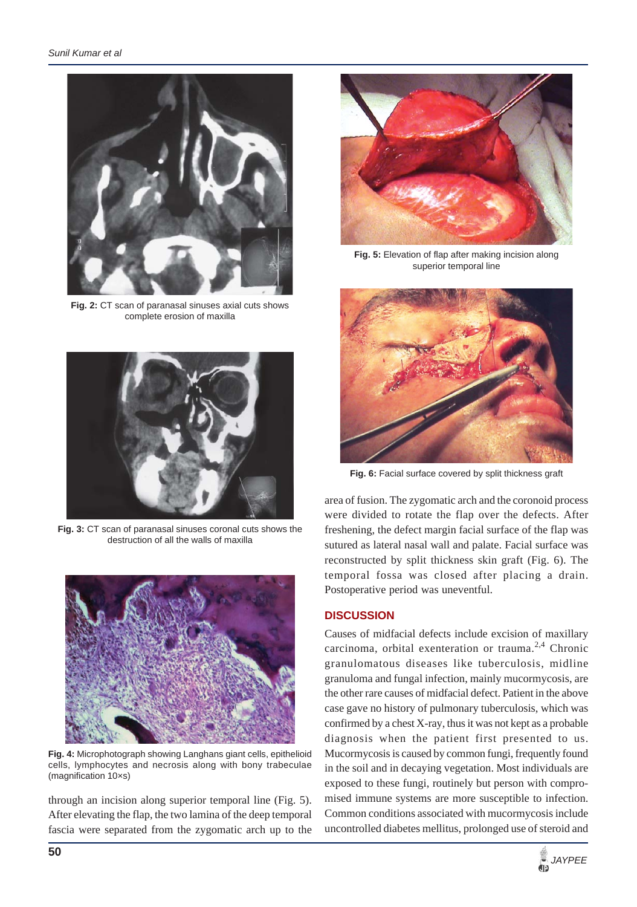Fig. 2: CT scan of paranasal sinuses axial cuts shows complete erosion of maxilla

Fig. 3: CT scan of paranasal sinuses coronal cuts shows the destruction of all the walls of maxilla

Fig. 4: Microphotograph showing Langhans giant cells, epithelioid cells, lymphocytes and necrosis along with bony trabeculae (magnification 10×s)

through an incision along superior temporal line (Fig. 5). After elevating the flap, the two lamina of the deep temporal fascia were separated from the zygomatic arch up to the area of fusion. The zygomatic arch and the coronoid process were divided to rotate the flap over the defects. After freshening, the defect margin facial surface of the flap was sutured as lateral nasal wall and palate. Facial surface was reconstructed by split thickness skin graft (Fig. 6). The temporal fossa was closed after placing a drain. Postoperative period was uneventful.

Fig. 5: Elevation of flap after making incision along superior temporal line

Fig. 6: Facial surface covered by split thickness graft

## DISCUSSION

Causes of midfacial defects include excision of maxillary carcinoma, orbital exenteration or trauma.[2,4] Chronic granulomatous diseases like tuberculosis, midline granuloma and fungal infection, mainly mucormycosis, are the other rare causes of midfacial defect. Patient in the above case gave no history of pulmonary tuberculosis, which was confirmed by a chest X-ray, thus it was not kept as a probable diagnosis when the patient first presented to us. Mucormycosis is caused by common fungi, frequently found in the soil and in decaying vegetation. Most individuals are exposed to these fungi, routinely but person with compromised immune systems are more susceptible to infection. Common conditions associated with mucormycosis include uncontrolled diabetes mellitus, prolonged use of steroid and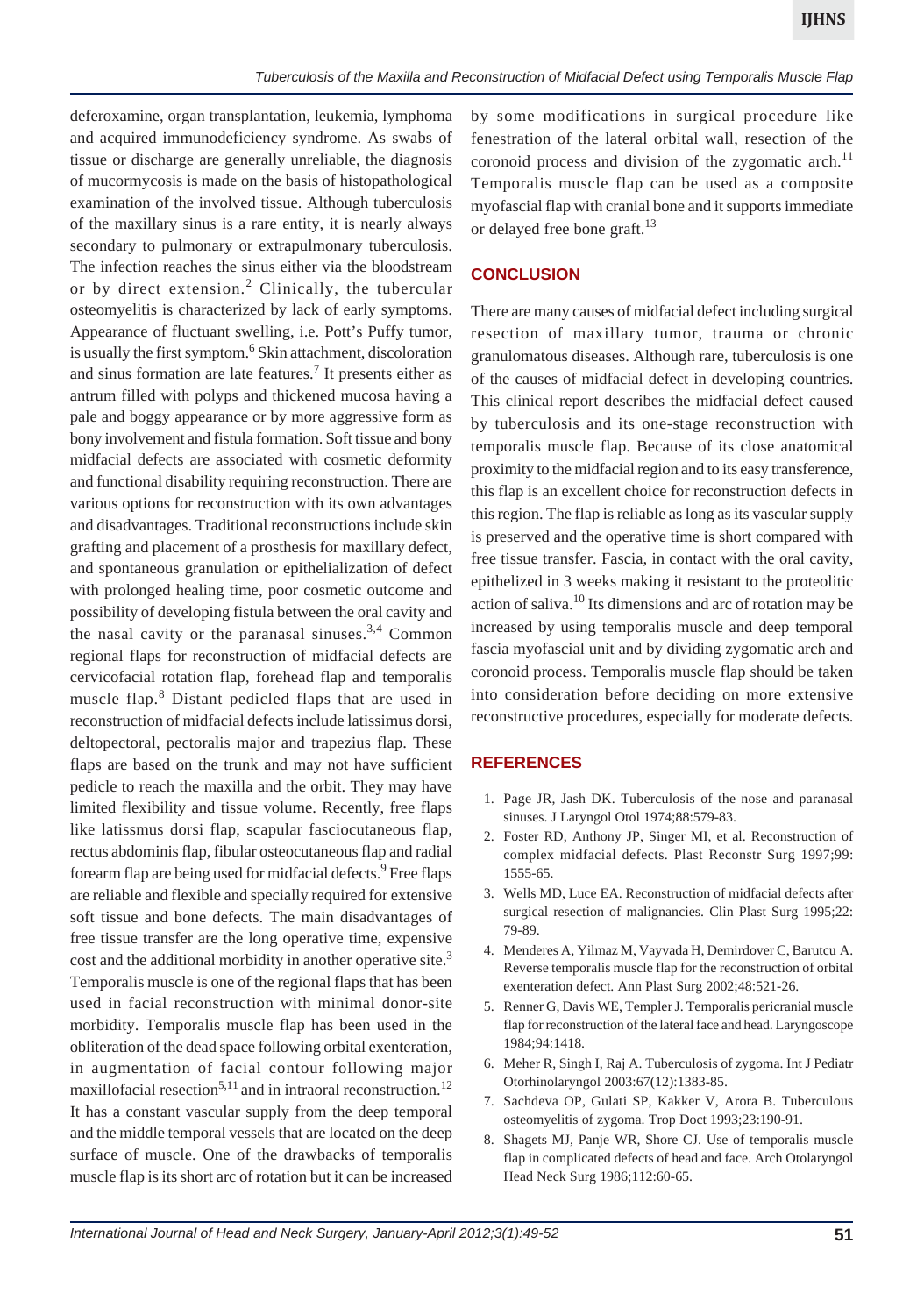deferoxamine, organ transplantation, leukemia, lymphoma and acquired immunodeficiency syndrome. As swabs of tissue or discharge are generally unreliable, the diagnosis of mucormycosis is made on the basis of histopathological examination of the involved tissue. Although tuberculosis of the maxillary sinus is a rare entity, it is nearly always secondary to pulmonary or extrapulmonary tuberculosis. The infection reaches the sinus either via the bloodstream or by direct extension.[2] Clinically, the tubercular osteomyelitis is characterized by lack of early symptoms. Appearance of fluctuant swelling, i.e. Pott's Puffy tumor, is usually the first symptom.[6] Skin attachment, discoloration and sinus formation are late features.[7] It presents either as antrum filled with polyps and thickened mucosa having a pale and boggy appearance or by more aggressive form as bony involvement and fistula formation. Soft tissue and bony midfacial defects are associated with cosmetic deformity and functional disability requiring reconstruction. There are various options for reconstruction with its own advantages and disadvantages. Traditional reconstructions include skin grafting and placement of a prosthesis for maxillary defect, and spontaneous granulation or epithelialization of defect with prolonged healing time, poor cosmetic outcome and possibility of developing fistula between the oral cavity and the nasal cavity or the paranasal sinuses.[3,4] Common regional flaps for reconstruction of midfacial defects are cervicofacial rotation flap, forehead flap and temporalis muscle flap.[8] Distant pedicled flaps that are used in reconstruction of midfacial defects include latissimus dorsi, deltopectoral, pectoralis major and trapezius flap. These flaps are based on the trunk and may not have sufficient pedicle to reach the maxilla and the orbit. They may have limited flexibility and tissue volume. Recently, free flaps like latissmus dorsi flap, scapular fasciocutaneous flap, rectus abdominis flap, fibular osteocutaneous flap and radial forearm flap are being used for midfacial defects.[9] Free flaps are reliable and flexible and specially required for extensive soft tissue and bone defects. The main disadvantages of free tissue transfer are the long operative time, expensive cost and the additional morbidity in another operative site.[3] Temporalis muscle is one of the regional flaps that has been used in facial reconstruction with minimal donor-site morbidity. Temporalis muscle flap has been used in the obliteration of the dead space following orbital exenteration, in augmentation of facial contour following major maxillofacial resection[5,11] and in intraoral reconstruction.[12] It has a constant vascular supply from the deep temporal and the middle temporal vessels that are located on the deep surface of muscle. One of the drawbacks of temporalis muscle flap is its short arc of rotation but it can be increased by some modifications in surgical procedure like fenestration of the lateral orbital wall, resection of the coronoid process and division of the zygomatic arch.[11] Temporalis muscle flap can be used as a composite myofascial flap with cranial bone and it supports immediate or delayed free bone graft.[13]

## CONCLUSION

There are many causes of midfacial defect including surgical resection of maxillary tumor, trauma or chronic granulomatous diseases. Although rare, tuberculosis is one of the causes of midfacial defect in developing countries. This clinical report describes the midfacial defect caused by tuberculosis and its one-stage reconstruction with temporalis muscle flap. Because of its close anatomical proximity to the midfacial region and to its easy transference, this flap is an excellent choice for reconstruction defects in this region. The flap is reliable as long as its vascular supply is preserved and the operative time is short compared with free tissue transfer. Fascia, in contact with the oral cavity, epithelized in 3 weeks making it resistant to the proteolitic action of saliva.[10] Its dimensions and arc of rotation may be increased by using temporalis muscle and deep temporal fascia myofascial unit and by dividing zygomatic arch and coronoid process. Temporalis muscle flap should be taken into consideration before deciding on more extensive reconstructive procedures, especially for moderate defects.

## REFERENCES

1. Page JR, Jash DK. Tuberculosis of the nose and paranasal sinuses. J Laryngol Otol 1974;88:579-83.
2. Foster RD, Anthony JP, Singer MI, et al. Reconstruction of complex midfacial defects. Plast Reconstr Surg 1997;99: 1555-65.
3. Wells MD, Luce EA. Reconstruction of midfacial defects after surgical resection of malignancies. Clin Plast Surg 1995;22: 79-89.
4. Menderes A, Yilmaz M, Vayvada H, Demirdover C, Barutcu A. Reverse temporalis muscle flap for the reconstruction of orbital exenteration defect. Ann Plast Surg 2002;48:521-26.
5. Renner G, Davis WE, Templer J. Temporalis pericranial muscle flap for reconstruction of the lateral face and head. Laryngoscope 1984;94:1418.
6. Meher R, Singh I, Raj A. Tuberculosis of zygoma. Int J Pediatr Otorhinolaryngol 2003:67(12):1383-85.
7. Sachdeva OP, Gulati SP, Kakker V, Arora B. Tuberculous osteomyelitis of zygoma. Trop Doct 1993;23:190-91.
8. Shagets MJ, Panje WR, Shore CJ. Use of temporalis muscle flap in complicated defects of head and face. Arch Otolaryngol Head Neck Surg 1986;112:60-65.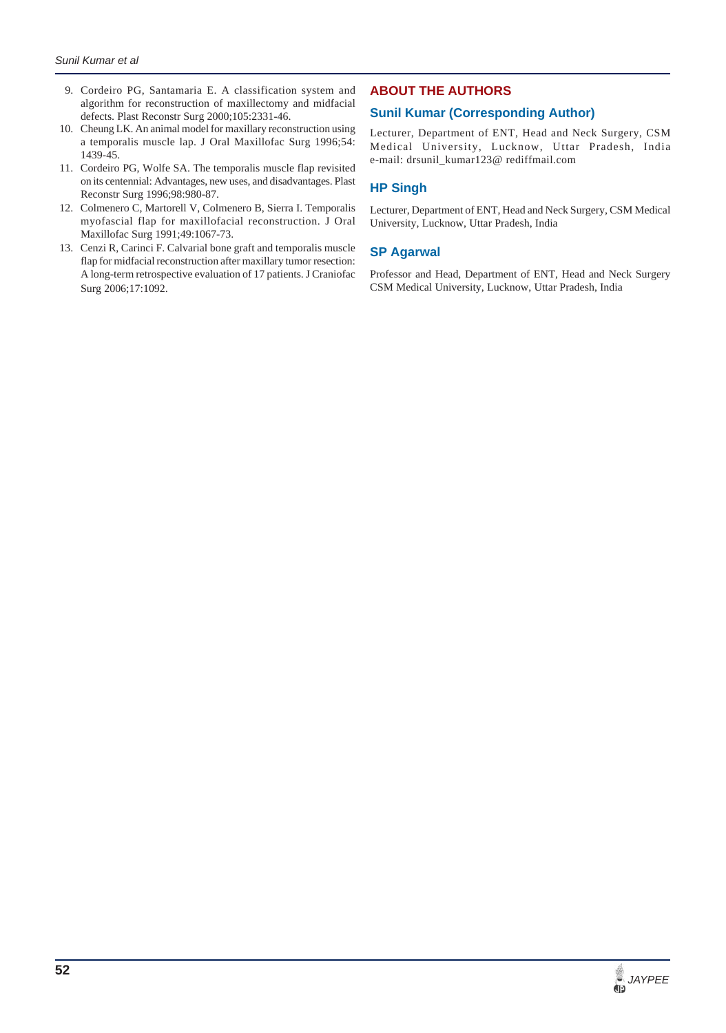9. Cordeiro PG, Santamaria E. A classification system and algorithm for reconstruction of maxillectomy and midfacial defects. Plast Reconstr Surg 2000;105:2331-46.
10. Cheung LK. An animal model for maxillary reconstruction using a temporalis muscle lap. J Oral Maxillofac Surg 1996;54: 1439-45.
11. Cordeiro PG, Wolfe SA. The temporalis muscle flap revisited on its centennial: Advantages, new uses, and disadvantages. Plast Reconstr Surg 1996;98:980-87.
12. Colmenero C, Martorell V, Colmenero B, Sierra I. Temporalis myofascial flap for maxillofacial reconstruction. J Oral Maxillofac Surg 1991;49:1067-73.
13. Cenzi R, Carinci F. Calvarial bone graft and temporalis muscle flap for midfacial reconstruction after maxillary tumor resection: A long-term retrospective evaluation of 17 patients. J Craniofac Surg 2006;17:1092.

## ABOUT THE AUTHORS

### Sunil Kumar (Corresponding Author)

Lecturer, Department of ENT, Head and Neck Surgery, CSM Medical University, Lucknow, Uttar Pradesh, India
e-mail: drsunil_kumar123@ rediffmail.com

### HP Singh

Lecturer, Department of ENT, Head and Neck Surgery, CSM Medical University, Lucknow, Uttar Pradesh, India

### SP Agarwal

Professor and Head, Department of ENT, Head and Neck Surgery CSM Medical University, Lucknow, Uttar Pradesh, India